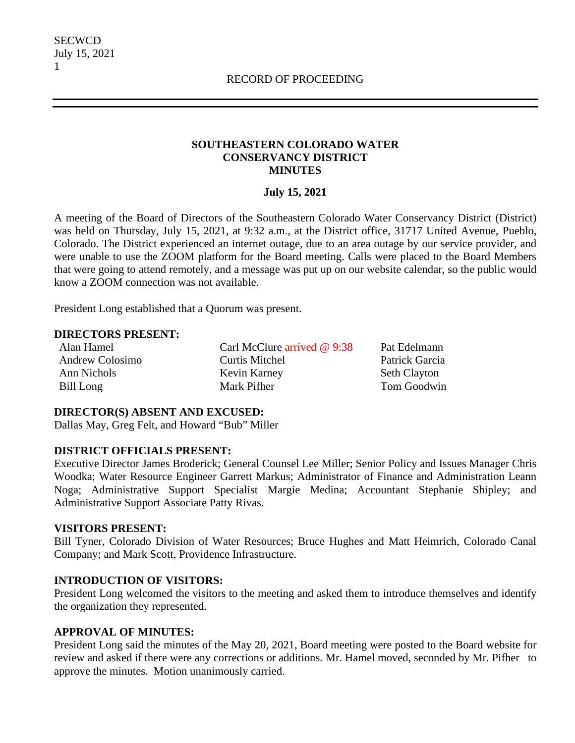RECORD OF PROCEEDING

## SOUTHEASTERN COLORADO WATER CONSERVANCY DISTRICT MINUTES

**July 15, 2021**

A meeting of the Board of Directors of the Southeastern Colorado Water Conservancy District (District) was held on Thursday, July 15, 2021, at 9:32 a.m., at the District office, 31717 United Avenue, Pueblo, Colorado. The District experienced an internet outage, due to an area outage by our service provider, and were unable to use the ZOOM platform for the Board meeting. Calls were placed to the Board Members that were going to attend remotely, and a message was put up on our website calendar, so the public would know a ZOOM connection was not available.

President Long established that a Quorum was present.

**DIRECTORS PRESENT:**

| | | |
|---|---|---|
| Alan Hamel | Carl McClure arrived @ 9:38 | Pat Edelmann |
| Andrew Colosimo | Curtis Mitchel | Patrick Garcia |
| Ann Nichols | Kevin Karney | Seth Clayton |
| Bill Long | Mark Pifher | Tom Goodwin |

**DIRECTOR(S) ABSENT AND EXCUSED:**
Dallas May, Greg Felt, and Howard "Bub" Miller

**DISTRICT OFFICIALS PRESENT:**
Executive Director James Broderick; General Counsel Lee Miller; Senior Policy and Issues Manager Chris Woodka; Water Resource Engineer Garrett Markus; Administrator of Finance and Administration Leann Noga; Administrative Support Specialist Margie Medina; Accountant Stephanie Shipley; and Administrative Support Associate Patty Rivas.

**VISITORS PRESENT:**
Bill Tyner, Colorado Division of Water Resources; Bruce Hughes and Matt Heimrich, Colorado Canal Company; and Mark Scott, Providence Infrastructure.

**INTRODUCTION OF VISITORS:**
President Long welcomed the visitors to the meeting and asked them to introduce themselves and identify the organization they represented.

**APPROVAL OF MINUTES:**
President Long said the minutes of the May 20, 2021, Board meeting were posted to the Board website for review and asked if there were any corrections or additions. Mr. Hamel moved, seconded by Mr. Pifher to approve the minutes. Motion unanimously carried.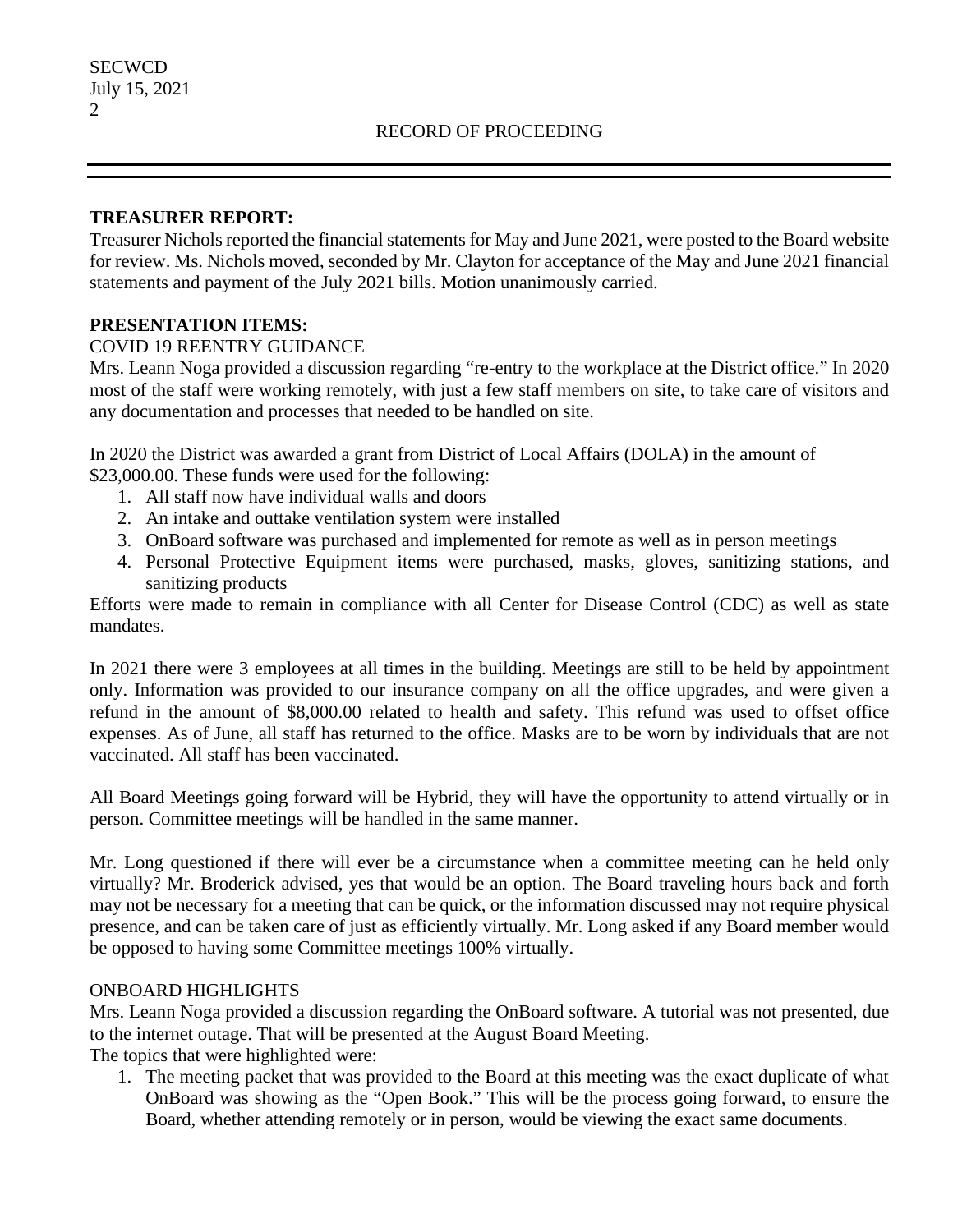RECORD OF PROCEEDING

**TREASURER REPORT:**

Treasurer Nichols reported the financial statements for May and June 2021, were posted to the Board website for review. Ms. Nichols moved, seconded by Mr. Clayton for acceptance of the May and June 2021 financial statements and payment of the July 2021 bills. Motion unanimously carried.

**PRESENTATION ITEMS:**

COVID 19 REENTRY GUIDANCE

Mrs. Leann Noga provided a discussion regarding "re-entry to the workplace at the District office." In 2020 most of the staff were working remotely, with just a few staff members on site, to take care of visitors and any documentation and processes that needed to be handled on site.

In 2020 the District was awarded a grant from District of Local Affairs (DOLA) in the amount of $23,000.00. These funds were used for the following:

1. All staff now have individual walls and doors
2. An intake and outtake ventilation system were installed
3. OnBoard software was purchased and implemented for remote as well as in person meetings
4. Personal Protective Equipment items were purchased, masks, gloves, sanitizing stations, and sanitizing products

Efforts were made to remain in compliance with all Center for Disease Control (CDC) as well as state mandates.

In 2021 there were 3 employees at all times in the building. Meetings are still to be held by appointment only. Information was provided to our insurance company on all the office upgrades, and were given a refund in the amount of $8,000.00 related to health and safety. This refund was used to offset office expenses. As of June, all staff has returned to the office. Masks are to be worn by individuals that are not vaccinated. All staff has been vaccinated.

All Board Meetings going forward will be Hybrid, they will have the opportunity to attend virtually or in person. Committee meetings will be handled in the same manner.

Mr. Long questioned if there will ever be a circumstance when a committee meeting can he held only virtually? Mr. Broderick advised, yes that would be an option. The Board traveling hours back and forth may not be necessary for a meeting that can be quick, or the information discussed may not require physical presence, and can be taken care of just as efficiently virtually. Mr. Long asked if any Board member would be opposed to having some Committee meetings 100% virtually.

ONBOARD HIGHLIGHTS

Mrs. Leann Noga provided a discussion regarding the OnBoard software. A tutorial was not presented, due to the internet outage. That will be presented at the August Board Meeting.

The topics that were highlighted were:

1. The meeting packet that was provided to the Board at this meeting was the exact duplicate of what OnBoard was showing as the "Open Book." This will be the process going forward, to ensure the Board, whether attending remotely or in person, would be viewing the exact same documents.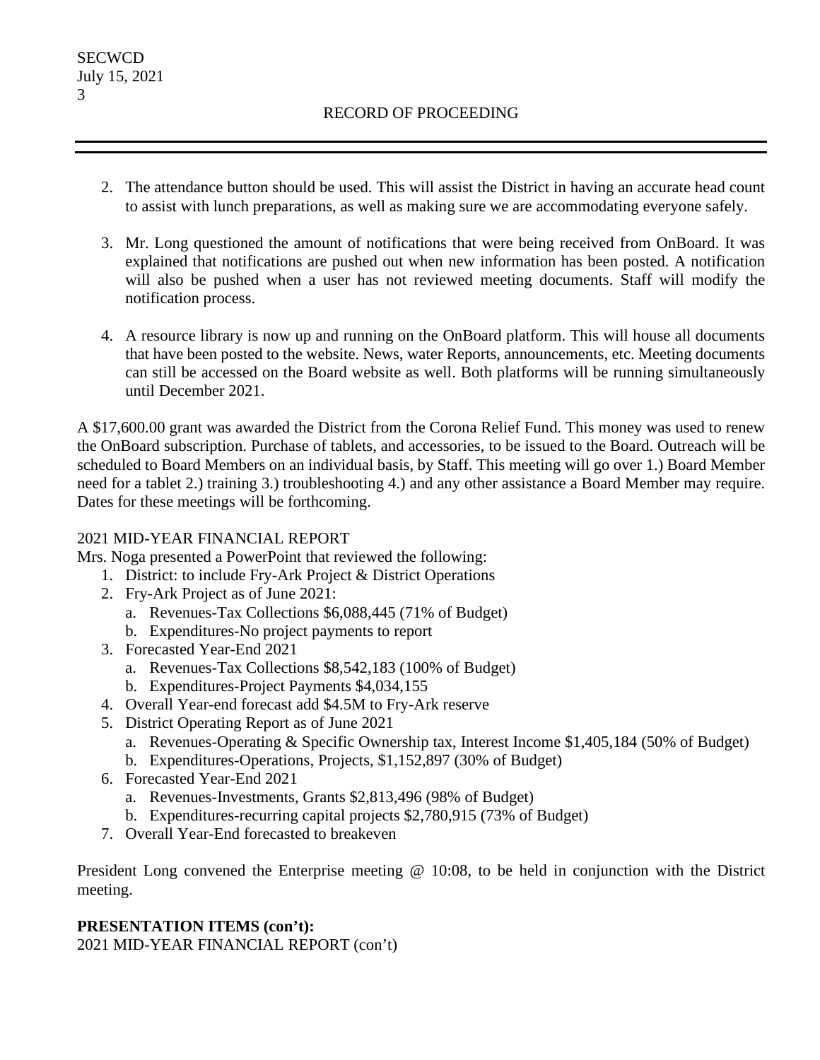2. The attendance button should be used. This will assist the District in having an accurate head count to assist with lunch preparations, as well as making sure we are accommodating everyone safely.

3. Mr. Long questioned the amount of notifications that were being received from OnBoard. It was explained that notifications are pushed out when new information has been posted. A notification will also be pushed when a user has not reviewed meeting documents. Staff will modify the notification process.

4. A resource library is now up and running on the OnBoard platform. This will house all documents that have been posted to the website. News, water Reports, announcements, etc. Meeting documents can still be accessed on the Board website as well. Both platforms will be running simultaneously until December 2021.

A $17,600.00 grant was awarded the District from the Corona Relief Fund. This money was used to renew the OnBoard subscription. Purchase of tablets, and accessories, to be issued to the Board. Outreach will be scheduled to Board Members on an individual basis, by Staff. This meeting will go over 1.) Board Member need for a tablet 2.) training 3.) troubleshooting 4.) and any other assistance a Board Member may require. Dates for these meetings will be forthcoming.

2021 MID-YEAR FINANCIAL REPORT

Mrs. Noga presented a PowerPoint that reviewed the following:

1. District: to include Fry-Ark Project & District Operations
2. Fry-Ark Project as of June 2021:
   a. Revenues-Tax Collections $6,088,445 (71% of Budget)
   b. Expenditures-No project payments to report
3. Forecasted Year-End 2021
   a. Revenues-Tax Collections $8,542,183 (100% of Budget)
   b. Expenditures-Project Payments $4,034,155
4. Overall Year-end forecast add $4.5M to Fry-Ark reserve
5. District Operating Report as of June 2021
   a. Revenues-Operating & Specific Ownership tax, Interest Income $1,405,184 (50% of Budget)
   b. Expenditures-Operations, Projects, $1,152,897 (30% of Budget)
6. Forecasted Year-End 2021
   a. Revenues-Investments, Grants $2,813,496 (98% of Budget)
   b. Expenditures-recurring capital projects $2,780,915 (73% of Budget)
7. Overall Year-End forecasted to breakeven

President Long convened the Enterprise meeting @ 10:08, to be held in conjunction with the District meeting.

**PRESENTATION ITEMS (con't):**

2021 MID-YEAR FINANCIAL REPORT (con't)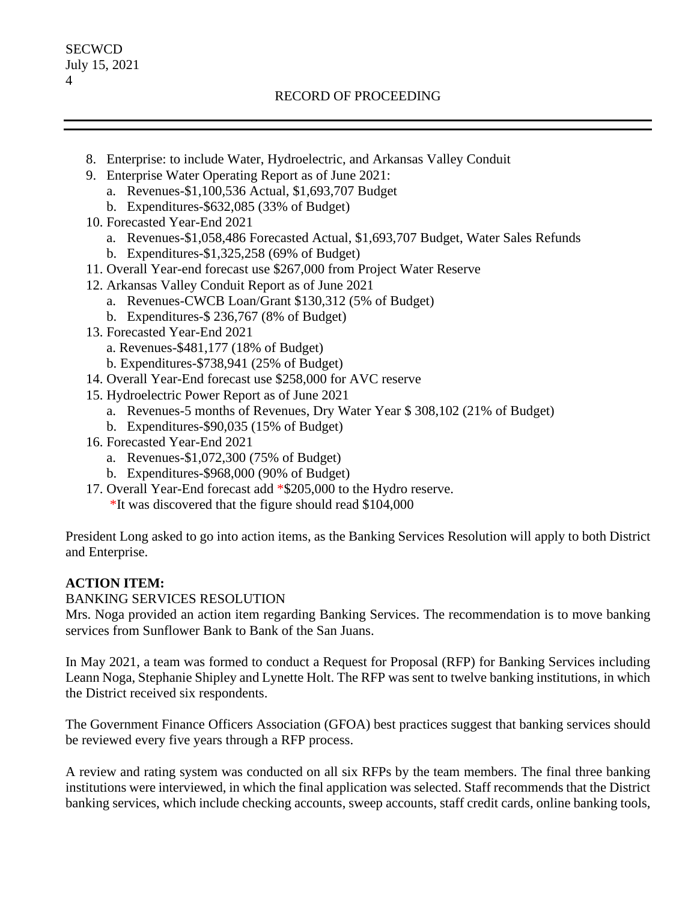8. Enterprise: to include Water, Hydroelectric, and Arkansas Valley Conduit
9. Enterprise Water Operating Report as of June 2021:
   a. Revenues-$1,100,536 Actual, $1,693,707 Budget
   b. Expenditures-$632,085 (33% of Budget)
10. Forecasted Year-End 2021
    a. Revenues-$1,058,486 Forecasted Actual, $1,693,707 Budget, Water Sales Refunds
    b. Expenditures-$1,325,258 (69% of Budget)
11. Overall Year-end forecast use $267,000 from Project Water Reserve
12. Arkansas Valley Conduit Report as of June 2021
    a. Revenues-CWCB Loan/Grant $130,312 (5% of Budget)
    b. Expenditures-$ 236,767 (8% of Budget)
13. Forecasted Year-End 2021
    a. Revenues-$481,177 (18% of Budget)
    b. Expenditures-$738,941 (25% of Budget)
14. Overall Year-End forecast use $258,000 for AVC reserve
15. Hydroelectric Power Report as of June 2021
    a. Revenues-5 months of Revenues, Dry Water Year $ 308,102 (21% of Budget)
    b. Expenditures-$90,035 (15% of Budget)
16. Forecasted Year-End 2021
    a. Revenues-$1,072,300 (75% of Budget)
    b. Expenditures-$968,000 (90% of Budget)
17. Overall Year-End forecast add *$205,000 to the Hydro reserve.
    *It was discovered that the figure should read $104,000

President Long asked to go into action items, as the Banking Services Resolution will apply to both District and Enterprise.

**ACTION ITEM:**

BANKING SERVICES RESOLUTION

Mrs. Noga provided an action item regarding Banking Services. The recommendation is to move banking services from Sunflower Bank to Bank of the San Juans.

In May 2021, a team was formed to conduct a Request for Proposal (RFP) for Banking Services including Leann Noga, Stephanie Shipley and Lynette Holt. The RFP was sent to twelve banking institutions, in which the District received six respondents.

The Government Finance Officers Association (GFOA) best practices suggest that banking services should be reviewed every five years through a RFP process.

A review and rating system was conducted on all six RFPs by the team members. The final three banking institutions were interviewed, in which the final application was selected. Staff recommends that the District banking services, which include checking accounts, sweep accounts, staff credit cards, online banking tools,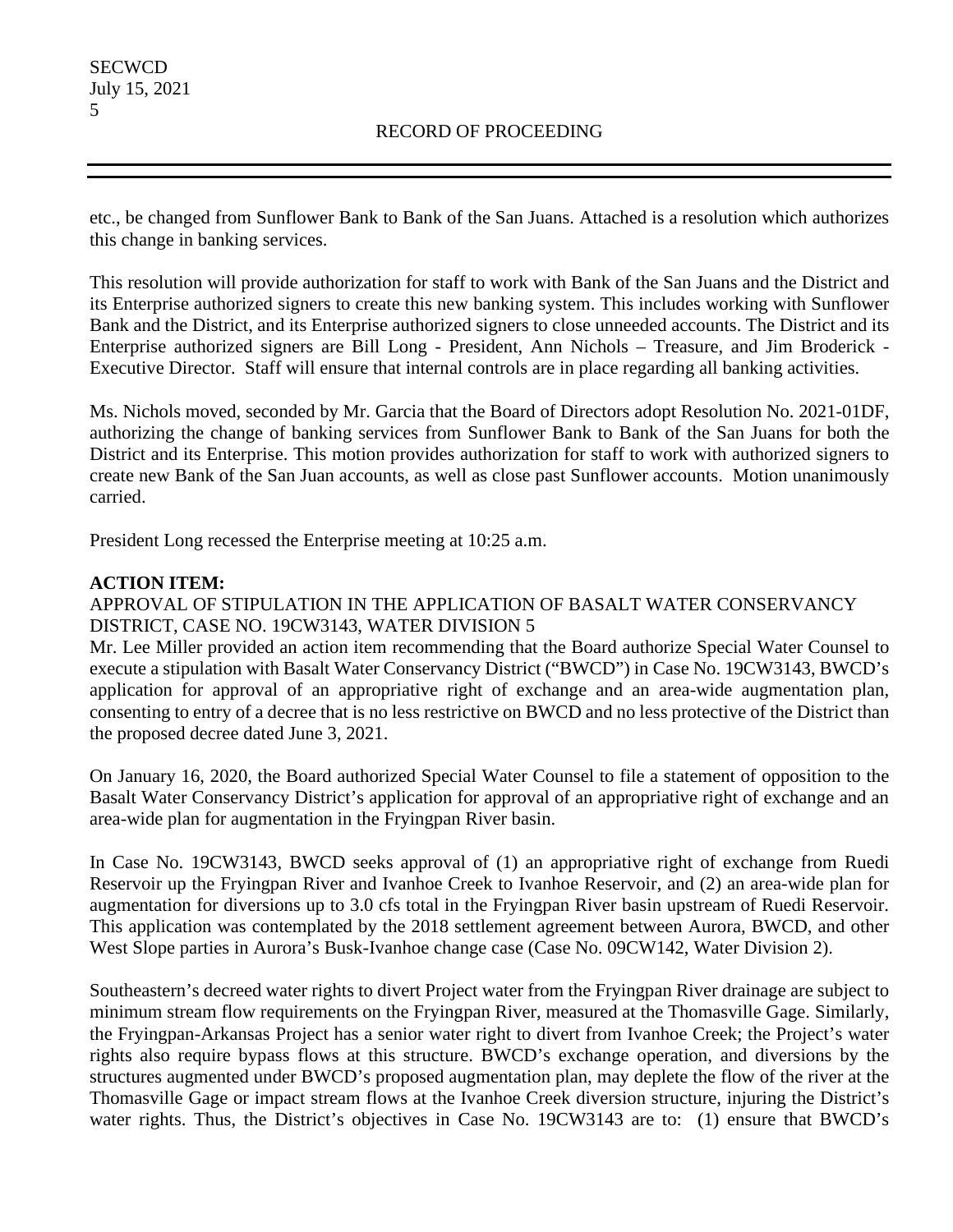etc., be changed from Sunflower Bank to Bank of the San Juans. Attached is a resolution which authorizes this change in banking services.

This resolution will provide authorization for staff to work with Bank of the San Juans and the District and its Enterprise authorized signers to create this new banking system. This includes working with Sunflower Bank and the District, and its Enterprise authorized signers to close unneeded accounts. The District and its Enterprise authorized signers are Bill Long - President, Ann Nichols – Treasure, and Jim Broderick - Executive Director. Staff will ensure that internal controls are in place regarding all banking activities.

Ms. Nichols moved, seconded by Mr. Garcia that the Board of Directors adopt Resolution No. 2021-01DF, authorizing the change of banking services from Sunflower Bank to Bank of the San Juans for both the District and its Enterprise. This motion provides authorization for staff to work with authorized signers to create new Bank of the San Juan accounts, as well as close past Sunflower accounts. Motion unanimously carried.

President Long recessed the Enterprise meeting at 10:25 a.m.

**ACTION ITEM:**

APPROVAL OF STIPULATION IN THE APPLICATION OF BASALT WATER CONSERVANCY DISTRICT, CASE NO. 19CW3143, WATER DIVISION 5

Mr. Lee Miller provided an action item recommending that the Board authorize Special Water Counsel to execute a stipulation with Basalt Water Conservancy District ("BWCD") in Case No. 19CW3143, BWCD's application for approval of an appropriative right of exchange and an area-wide augmentation plan, consenting to entry of a decree that is no less restrictive on BWCD and no less protective of the District than the proposed decree dated June 3, 2021.

On January 16, 2020, the Board authorized Special Water Counsel to file a statement of opposition to the Basalt Water Conservancy District's application for approval of an appropriative right of exchange and an area-wide plan for augmentation in the Fryingpan River basin.

In Case No. 19CW3143, BWCD seeks approval of (1) an appropriative right of exchange from Ruedi Reservoir up the Fryingpan River and Ivanhoe Creek to Ivanhoe Reservoir, and (2) an area-wide plan for augmentation for diversions up to 3.0 cfs total in the Fryingpan River basin upstream of Ruedi Reservoir. This application was contemplated by the 2018 settlement agreement between Aurora, BWCD, and other West Slope parties in Aurora's Busk-Ivanhoe change case (Case No. 09CW142, Water Division 2).

Southeastern's decreed water rights to divert Project water from the Fryingpan River drainage are subject to minimum stream flow requirements on the Fryingpan River, measured at the Thomasville Gage. Similarly, the Fryingpan-Arkansas Project has a senior water right to divert from Ivanhoe Creek; the Project's water rights also require bypass flows at this structure. BWCD's exchange operation, and diversions by the structures augmented under BWCD's proposed augmentation plan, may deplete the flow of the river at the Thomasville Gage or impact stream flows at the Ivanhoe Creek diversion structure, injuring the District's water rights. Thus, the District's objectives in Case No. 19CW3143 are to: (1) ensure that BWCD's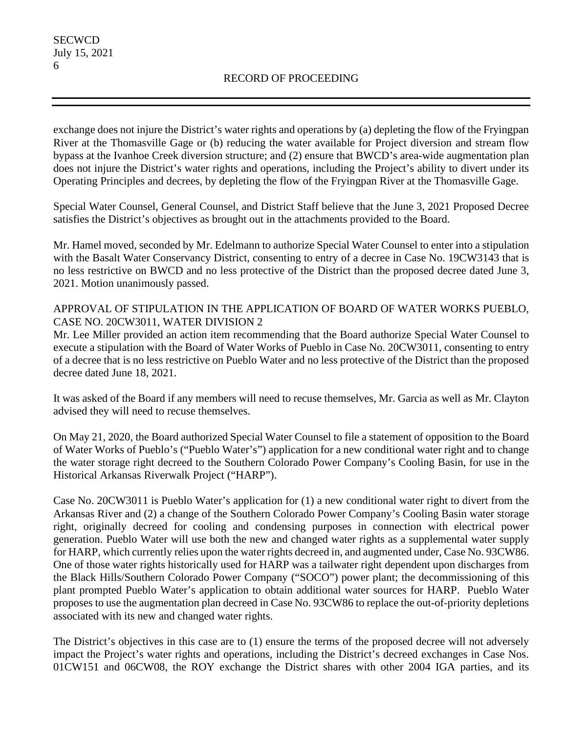exchange does not injure the District's water rights and operations by (a) depleting the flow of the Fryingpan River at the Thomasville Gage or (b) reducing the water available for Project diversion and stream flow bypass at the Ivanhoe Creek diversion structure; and (2) ensure that BWCD's area-wide augmentation plan does not injure the District's water rights and operations, including the Project's ability to divert under its Operating Principles and decrees, by depleting the flow of the Fryingpan River at the Thomasville Gage.

Special Water Counsel, General Counsel, and District Staff believe that the June 3, 2021 Proposed Decree satisfies the District's objectives as brought out in the attachments provided to the Board.

Mr. Hamel moved, seconded by Mr. Edelmann to authorize Special Water Counsel to enter into a stipulation with the Basalt Water Conservancy District, consenting to entry of a decree in Case No. 19CW3143 that is no less restrictive on BWCD and no less protective of the District than the proposed decree dated June 3, 2021. Motion unanimously passed.

APPROVAL OF STIPULATION IN THE APPLICATION OF BOARD OF WATER WORKS PUEBLO, CASE NO. 20CW3011, WATER DIVISION 2

Mr. Lee Miller provided an action item recommending that the Board authorize Special Water Counsel to execute a stipulation with the Board of Water Works of Pueblo in Case No. 20CW3011, consenting to entry of a decree that is no less restrictive on Pueblo Water and no less protective of the District than the proposed decree dated June 18, 2021.

It was asked of the Board if any members will need to recuse themselves, Mr. Garcia as well as Mr. Clayton advised they will need to recuse themselves.

On May 21, 2020, the Board authorized Special Water Counsel to file a statement of opposition to the Board of Water Works of Pueblo's ("Pueblo Water's") application for a new conditional water right and to change the water storage right decreed to the Southern Colorado Power Company's Cooling Basin, for use in the Historical Arkansas Riverwalk Project ("HARP").

Case No. 20CW3011 is Pueblo Water's application for (1) a new conditional water right to divert from the Arkansas River and (2) a change of the Southern Colorado Power Company's Cooling Basin water storage right, originally decreed for cooling and condensing purposes in connection with electrical power generation. Pueblo Water will use both the new and changed water rights as a supplemental water supply for HARP, which currently relies upon the water rights decreed in, and augmented under, Case No. 93CW86. One of those water rights historically used for HARP was a tailwater right dependent upon discharges from the Black Hills/Southern Colorado Power Company ("SOCO") power plant; the decommissioning of this plant prompted Pueblo Water's application to obtain additional water sources for HARP. Pueblo Water proposes to use the augmentation plan decreed in Case No. 93CW86 to replace the out-of-priority depletions associated with its new and changed water rights.

The District's objectives in this case are to (1) ensure the terms of the proposed decree will not adversely impact the Project's water rights and operations, including the District's decreed exchanges in Case Nos. 01CW151 and 06CW08, the ROY exchange the District shares with other 2004 IGA parties, and its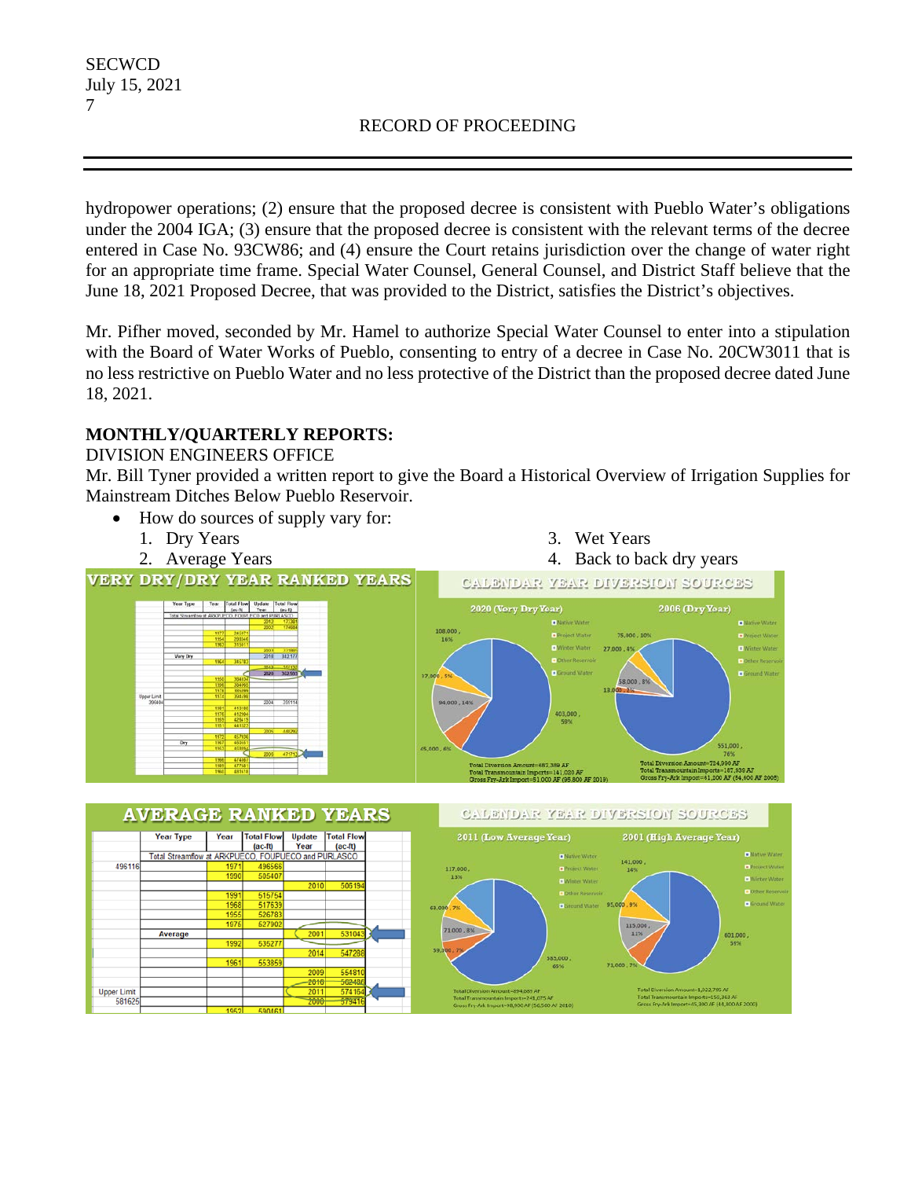hydropower operations; (2) ensure that the proposed decree is consistent with Pueblo Water's obligations under the 2004 IGA; (3) ensure that the proposed decree is consistent with the relevant terms of the decree entered in Case No. 93CW86; and (4) ensure the Court retains jurisdiction over the change of water right for an appropriate time frame. Special Water Counsel, General Counsel, and District Staff believe that the June 18, 2021 Proposed Decree, that was provided to the District, satisfies the District's objectives.

Mr. Pifher moved, seconded by Mr. Hamel to authorize Special Water Counsel to enter into a stipulation with the Board of Water Works of Pueblo, consenting to entry of a decree in Case No. 20CW3011 that is no less restrictive on Pueblo Water and no less protective of the District than the proposed decree dated June 18, 2021.

**MONTHLY/QUARTERLY REPORTS:**

DIVISION ENGINEERS OFFICE

Mr. Bill Tyner provided a written report to give the Board a Historical Overview of Irrigation Supplies for Mainstream Ditches Below Pueblo Reservoir.

- How do sources of supply vary for:
  1. Dry Years
  2. Average Years
  3. Wet Years
  4. Back to back dry years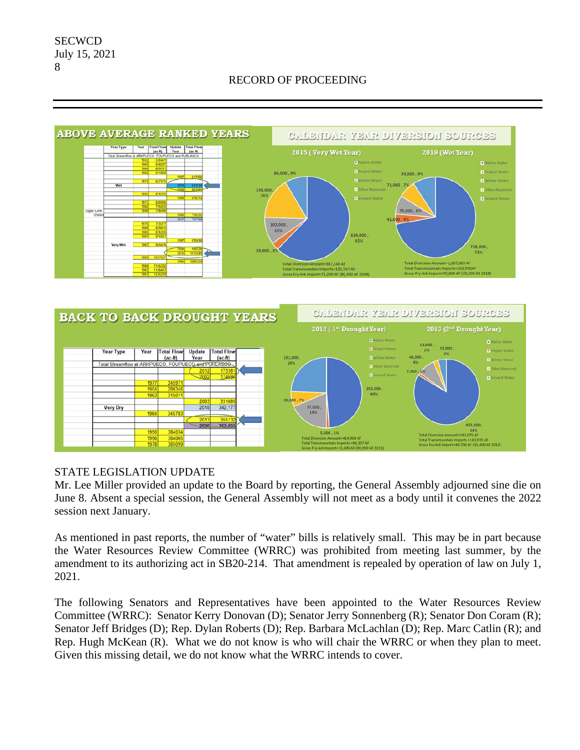## ABOVE AVERAGE RANKED YEARS

| Year Type | Year | Total Flow (ac-ft) | Update Year | Total Flow (ac-ft) |
|---|---|---|---|---|
| Total Streamflow at ARKPUECO, FOUPUECO and PURLASCO | | | | |
| | 1958 | 610461 | | |
| | 1965 | 618287 | | |
| | 1958 | 609751 | | |
| | 1962 | 611890 | | |
| | | | 2007 | 612166 |
| | 1979 | 617575 | | |
| Wet | | | 2019 | 633138 |
| | | | 2000 | 653394 |
| | 1993 | 616376 | | |
| | | | 1998 | 676174 |
| | 1973 | 610936 | | |
| | 1982 | 716020 | | |
| | 1994 | 716496 | | |
| Upper Limit 729969 | | | 1996 | 716136 |
| | | | 2017 | 737768 |
| | 1970 | 719377 | | |
| | 1986 | 819815 | | |
| | 1980 | 816335 | | |
| | 1987 | 816881 | | |
| | | | 1997 | 930598 |
| Very Wet | 1983 | 910476 | | |
| | | | 1999 | 195538 |
| | | | 2015 | 1115696 |
| | 1985 | 1017537 | | |
| | | | 1995 | 1095459 |
| | 1984 | 1116302 | | |
| | 1965 | 1116483 | | |
| | 1957 | 1214239 | | |

### CALENDAR YEAR DIVERSION SOURCES

**2015 (Very Wet Year)**: Native Water 614,000, 62%; Project Water 29,000, 3%; Winter Water 102,000, 10%; Other Reservoir 158,000, 16%; Ground Water 84,000, 9%

Total Diversion Amount=987,148 AF
Total Transmountain Imports=115,597 AF
Gross Fry-Ark Import=72,200 AF (80,300 AF 2014)

**2019 (Wet Year)**: Native Water 728,000, 72%; Project Water 41,000, 4%; Winter Water 75,000, 8%; Other Reservoir 71,000, 7%; Ground Water 93,000, 9%

Total Diversion Amount=1,007,065 AF
Total Transmountain Imports=202,950AF
Gross Fry-Ark Import=95,800 AF (39,200 AF 2018)

## BACK TO BACK DROUGHT YEARS

| Year Type | Year | Total Flow (ac-ft) | Update Year | Total Flow (ac-ft) |
|---|---|---|---|---|
| Total Streamflow at ARKPUECO, FOUPUECO and PURLASCO | | | | |
| | | | 2012 | 173381 |
| | | | 2002 | 174684 |
| | 1977 | 245971 | | |
| | 1954 | 288346 | | |
| | 1963 | 316011 | | |
| | | | 2003 | 331885 |
| Very Dry | | | 2018 | 342,177 |
| | 1964 | 345783 | | |
| | | | 2013 | 355132 |
| | | | 2020 | 362,593 |
| | 1950 | 384034 | | |
| | 1956 | 384065 | | |
| | 1978 | 385099 | | |

### CALENDAR YEAR DIVERSION SOURCES

**2012 (1st Drought Year)**: Native Water 202,000, 49%; Project Water 29,000, 7%; Winter Water 77,000, 19%; Other Reservoir 5,000, 1%; Ground Water 101,000, 24%

Total Diversion Amount=414,908 AF
Total Transmountain Imports=84,307 AF
Gross Fry-Ark Import=13,400 AF (98,900 AF 2011)

**2013 (2nd Drought Year)**: Native Water 452,000, 84%; Project Water 7,000, 1%; Winter Water 46,000, 9%; Other Reservoir 13,000, 2%; Ground Water 23,000, 4%

Total Diversion Amount=541,695 AF
Total Transmountain Imports =141,915 AF
Gross Fry-Ark Import=46,700 AF (13,400 AF 2012)

STATE LEGISLATION UPDATE

Mr. Lee Miller provided an update to the Board by reporting, the General Assembly adjourned sine die on June 8. Absent a special session, the General Assembly will not meet as a body until it convenes the 2022 session next January.

As mentioned in past reports, the number of "water" bills is relatively small. This may be in part because the Water Resources Review Committee (WRRC) was prohibited from meeting last summer, by the amendment to its authorizing act in SB20-214. That amendment is repealed by operation of law on July 1, 2021.

The following Senators and Representatives have been appointed to the Water Resources Review Committee (WRRC): Senator Kerry Donovan (D); Senator Jerry Sonnenberg (R); Senator Don Coram (R); Senator Jeff Bridges (D); Rep. Dylan Roberts (D); Rep. Barbara McLachlan (D); Rep. Marc Catlin (R); and Rep. Hugh McKean (R). What we do not know is who will chair the WRRC or when they plan to meet. Given this missing detail, we do not know what the WRRC intends to cover.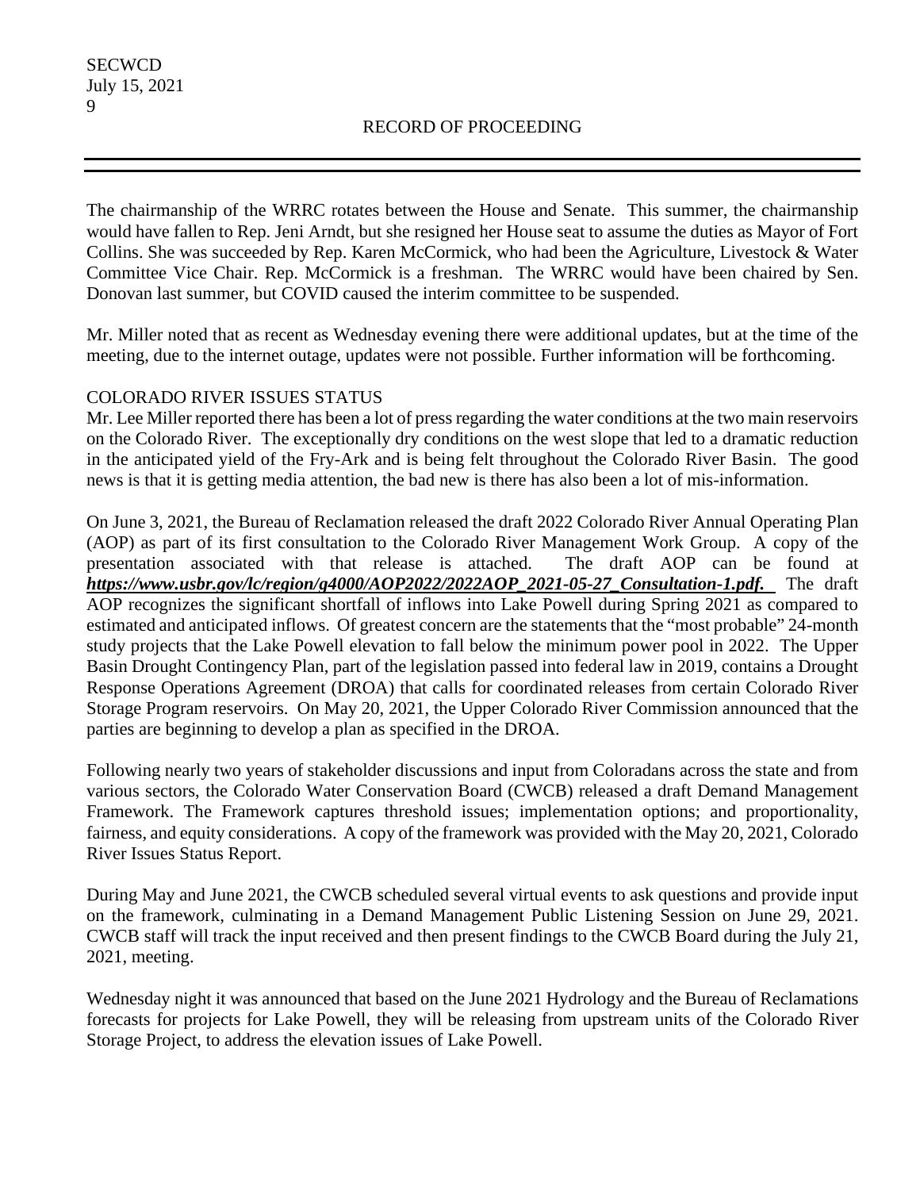The chairmanship of the WRRC rotates between the House and Senate. This summer, the chairmanship would have fallen to Rep. Jeni Arndt, but she resigned her House seat to assume the duties as Mayor of Fort Collins. She was succeeded by Rep. Karen McCormick, who had been the Agriculture, Livestock & Water Committee Vice Chair. Rep. McCormick is a freshman. The WRRC would have been chaired by Sen. Donovan last summer, but COVID caused the interim committee to be suspended.

Mr. Miller noted that as recent as Wednesday evening there were additional updates, but at the time of the meeting, due to the internet outage, updates were not possible. Further information will be forthcoming.

COLORADO RIVER ISSUES STATUS

Mr. Lee Miller reported there has been a lot of press regarding the water conditions at the two main reservoirs on the Colorado River. The exceptionally dry conditions on the west slope that led to a dramatic reduction in the anticipated yield of the Fry-Ark and is being felt throughout the Colorado River Basin. The good news is that it is getting media attention, the bad new is there has also been a lot of mis-information.

On June 3, 2021, the Bureau of Reclamation released the draft 2022 Colorado River Annual Operating Plan (AOP) as part of its first consultation to the Colorado River Management Work Group. A copy of the presentation associated with that release is attached. The draft AOP can be found at ***https://www.usbr.gov/lc/region/g4000/AOP2022/2022AOP_2021-05-27_Consultation-1.pdf.*** The draft AOP recognizes the significant shortfall of inflows into Lake Powell during Spring 2021 as compared to estimated and anticipated inflows. Of greatest concern are the statements that the "most probable" 24-month study projects that the Lake Powell elevation to fall below the minimum power pool in 2022. The Upper Basin Drought Contingency Plan, part of the legislation passed into federal law in 2019, contains a Drought Response Operations Agreement (DROA) that calls for coordinated releases from certain Colorado River Storage Program reservoirs. On May 20, 2021, the Upper Colorado River Commission announced that the parties are beginning to develop a plan as specified in the DROA.

Following nearly two years of stakeholder discussions and input from Coloradans across the state and from various sectors, the Colorado Water Conservation Board (CWCB) released a draft Demand Management Framework. The Framework captures threshold issues; implementation options; and proportionality, fairness, and equity considerations. A copy of the framework was provided with the May 20, 2021, Colorado River Issues Status Report.

During May and June 2021, the CWCB scheduled several virtual events to ask questions and provide input on the framework, culminating in a Demand Management Public Listening Session on June 29, 2021. CWCB staff will track the input received and then present findings to the CWCB Board during the July 21, 2021, meeting.

Wednesday night it was announced that based on the June 2021 Hydrology and the Bureau of Reclamations forecasts for projects for Lake Powell, they will be releasing from upstream units of the Colorado River Storage Project, to address the elevation issues of Lake Powell.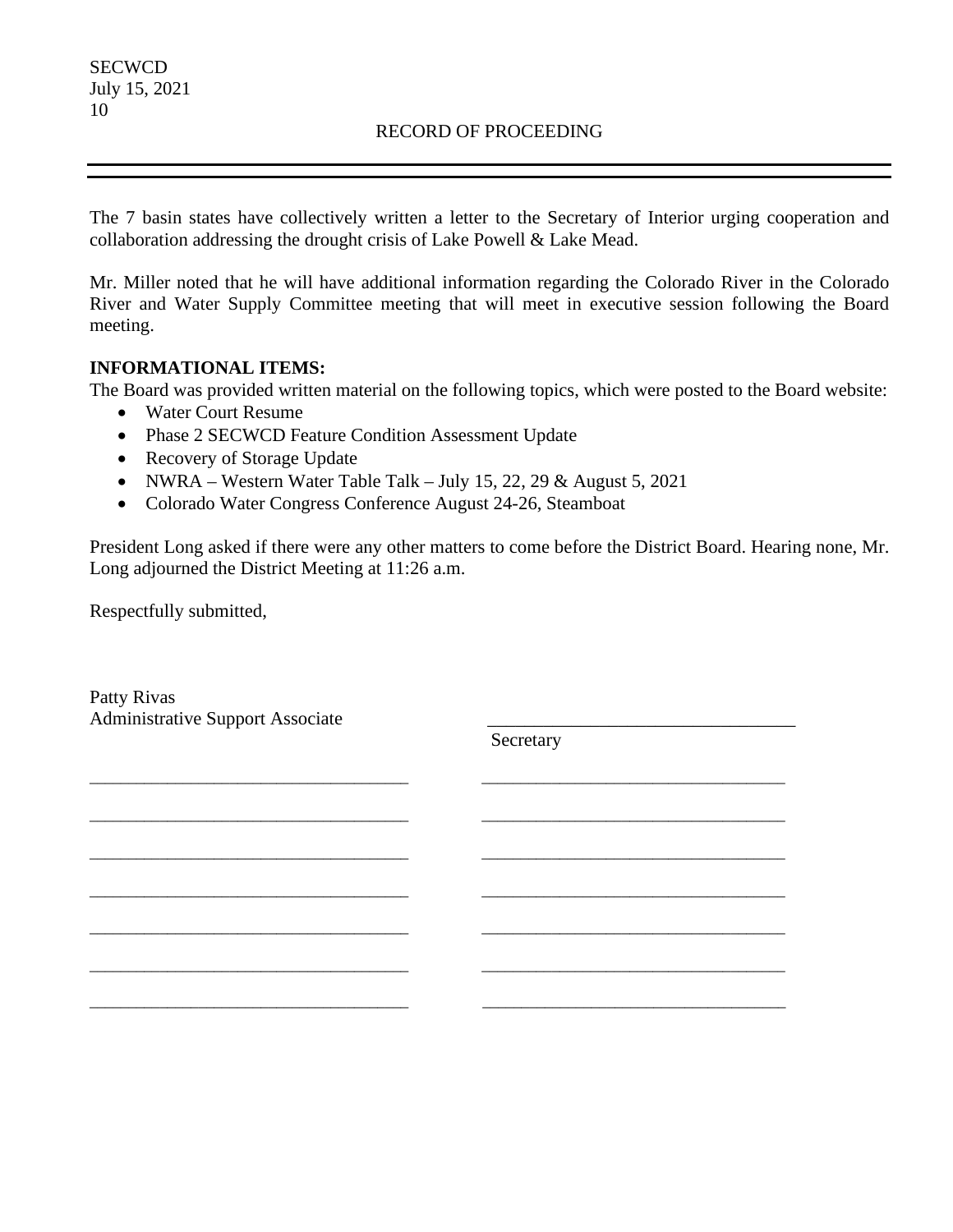RECORD OF PROCEEDING

The 7 basin states have collectively written a letter to the Secretary of Interior urging cooperation and collaboration addressing the drought crisis of Lake Powell & Lake Mead.

Mr. Miller noted that he will have additional information regarding the Colorado River in the Colorado River and Water Supply Committee meeting that will meet in executive session following the Board meeting.

**INFORMATIONAL ITEMS:**

The Board was provided written material on the following topics, which were posted to the Board website:

- Water Court Resume
- Phase 2 SECWCD Feature Condition Assessment Update
- Recovery of Storage Update
- NWRA – Western Water Table Talk – July 15, 22, 29 & August 5, 2021
- Colorado Water Congress Conference August 24-26, Steamboat

President Long asked if there were any other matters to come before the District Board. Hearing none, Mr. Long adjourned the District Meeting at 11:26 a.m.

Respectfully submitted,

Patty Rivas
Administrative Support Associate

\_\_\_\_\_\_\_\_\_\_\_\_\_\_\_\_\_\_\_\_\_\_\_\_\_\_\_\_\_\_\_\_
Secretary

\_\_\_\_\_\_\_\_\_\_\_\_\_\_\_\_\_\_\_\_\_\_\_\_\_\_\_\_\_\_\_\_ \_\_\_\_\_\_\_\_\_\_\_\_\_\_\_\_\_\_\_\_\_\_\_\_\_\_\_\_\_\_\_\_

\_\_\_\_\_\_\_\_\_\_\_\_\_\_\_\_\_\_\_\_\_\_\_\_\_\_\_\_\_\_\_\_ \_\_\_\_\_\_\_\_\_\_\_\_\_\_\_\_\_\_\_\_\_\_\_\_\_\_\_\_\_\_\_\_

\_\_\_\_\_\_\_\_\_\_\_\_\_\_\_\_\_\_\_\_\_\_\_\_\_\_\_\_\_\_\_\_ \_\_\_\_\_\_\_\_\_\_\_\_\_\_\_\_\_\_\_\_\_\_\_\_\_\_\_\_\_\_\_\_

\_\_\_\_\_\_\_\_\_\_\_\_\_\_\_\_\_\_\_\_\_\_\_\_\_\_\_\_\_\_\_\_ \_\_\_\_\_\_\_\_\_\_\_\_\_\_\_\_\_\_\_\_\_\_\_\_\_\_\_\_\_\_\_\_

\_\_\_\_\_\_\_\_\_\_\_\_\_\_\_\_\_\_\_\_\_\_\_\_\_\_\_\_\_\_\_\_ \_\_\_\_\_\_\_\_\_\_\_\_\_\_\_\_\_\_\_\_\_\_\_\_\_\_\_\_\_\_\_\_

\_\_\_\_\_\_\_\_\_\_\_\_\_\_\_\_\_\_\_\_\_\_\_\_\_\_\_\_\_\_\_\_ \_\_\_\_\_\_\_\_\_\_\_\_\_\_\_\_\_\_\_\_\_\_\_\_\_\_\_\_\_\_\_\_

\_\_\_\_\_\_\_\_\_\_\_\_\_\_\_\_\_\_\_\_\_\_\_\_\_\_\_\_\_\_\_\_ \_\_\_\_\_\_\_\_\_\_\_\_\_\_\_\_\_\_\_\_\_\_\_\_\_\_\_\_\_\_\_\_